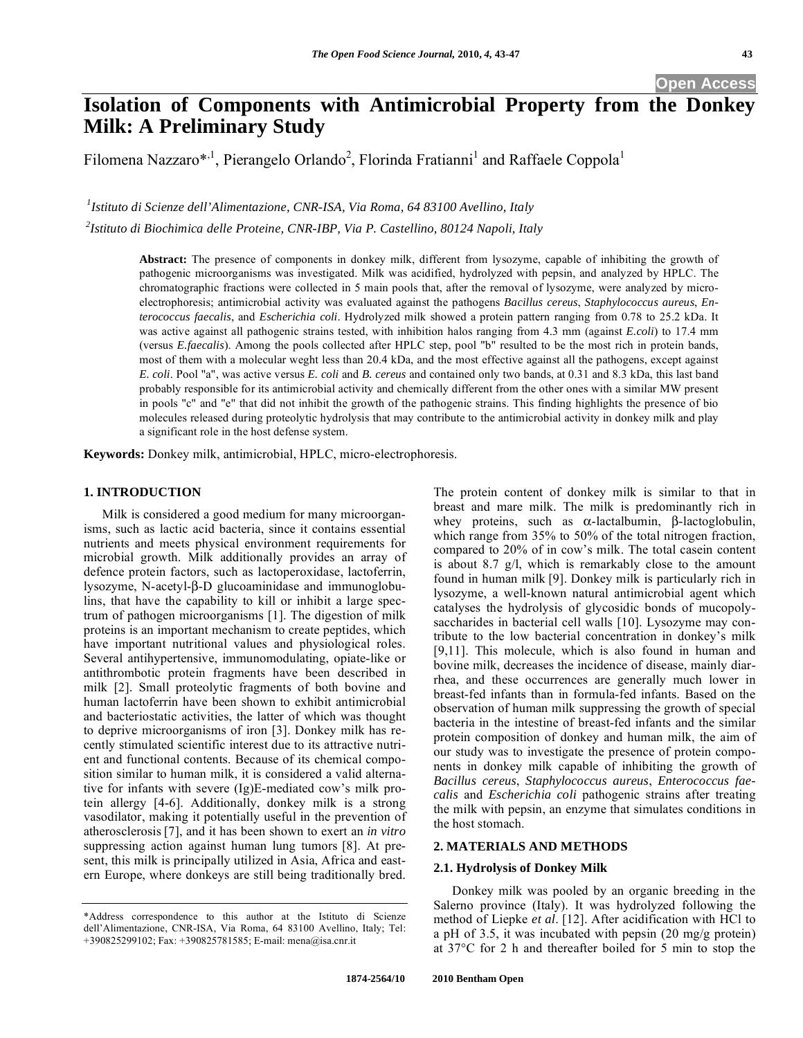Open Access

# Isolation of Components with Antimicrobial Property from the Donkey Milk: A Preliminary Study

Filomena Nazzaro*[,1], Pierangelo Orlando[2], Florinda Fratianni[1] and Raffaele Coppola[1]

[1]*Istituto di Scienze dell'Alimentazione, CNR-ISA, Via Roma, 64 83100 Avellino, Italy*

[2]*Istituto di Biochimica delle Proteine, CNR-IBP, Via P. Castellino, 80124 Napoli, Italy*

**Abstract:** The presence of components in donkey milk, different from lysozyme, capable of inhibiting the growth of pathogenic microorganisms was investigated. Milk was acidified, hydrolyzed with pepsin, and analyzed by HPLC. The chromatographic fractions were collected in 5 main pools that, after the removal of lysozyme, were analyzed by micro-electrophoresis; antimicrobial activity was evaluated against the pathogens *Bacillus cereus*, *Staphylococcus aureus*, *Enterococcus faecalis*, and *Escherichia coli*. Hydrolyzed milk showed a protein pattern ranging from 0.78 to 25.2 kDa. It was active against all pathogenic strains tested, with inhibition halos ranging from 4.3 mm (against *E.coli*) to 17.4 mm (versus *E.faecalis*). Among the pools collected after HPLC step, pool "b" resulted to be the most rich in protein bands, most of them with a molecular weght less than 20.4 kDa, and the most effective against all the pathogens, except against *E. coli*. Pool "a", was active versus *E. coli* and *B. cereus* and contained only two bands, at 0.31 and 8.3 kDa, this last band probably responsible for its antimicrobial activity and chemically different from the other ones with a similar MW present in pools "c" and "e" that did not inhibit the growth of the pathogenic strains. This finding highlights the presence of bio molecules released during proteolytic hydrolysis that may contribute to the antimicrobial activity in donkey milk and play a significant role in the host defense system.

**Keywords:** Donkey milk, antimicrobial, HPLC, micro-electrophoresis.

## 1. INTRODUCTION

Milk is considered a good medium for many microorganisms, such as lactic acid bacteria, since it contains essential nutrients and meets physical environment requirements for microbial growth. Milk additionally provides an array of defence protein factors, such as lactoperoxidase, lactoferrin, lysozyme, N-acetyl-β-D glucoaminidase and immunoglobulins, that have the capability to kill or inhibit a large spectrum of pathogen microorganisms [1]. The digestion of milk proteins is an important mechanism to create peptides, which have important nutritional values and physiological roles. Several antihypertensive, immunomodulating, opiate-like or antithrombotic protein fragments have been described in milk [2]. Small proteolytic fragments of both bovine and human lactoferrin have been shown to exhibit antimicrobial and bacteriostatic activities, the latter of which was thought to deprive microorganisms of iron [3]. Donkey milk has recently stimulated scientific interest due to its attractive nutrient and functional contents. Because of its chemical composition similar to human milk, it is considered a valid alternative for infants with severe (Ig)E-mediated cow's milk protein allergy [4-6]. Additionally, donkey milk is a strong vasodilator, making it potentially useful in the prevention of atherosclerosis [7], and it has been shown to exert an *in vitro* suppressing action against human lung tumors [8]. At present, this milk is principally utilized in Asia, Africa and eastern Europe, where donkeys are still being traditionally bred. The protein content of donkey milk is similar to that in breast and mare milk. The milk is predominantly rich in whey proteins, such as α-lactalbumin, β-lactoglobulin, which range from 35% to 50% of the total nitrogen fraction, compared to 20% of in cow's milk. The total casein content is about 8.7 g/l, which is remarkably close to the amount found in human milk [9]. Donkey milk is particularly rich in lysozyme, a well-known natural antimicrobial agent which catalyses the hydrolysis of glycosidic bonds of mucopolysaccharides in bacterial cell walls [10]. Lysozyme may contribute to the low bacterial concentration in donkey's milk [9,11]. This molecule, which is also found in human and bovine milk, decreases the incidence of disease, mainly diarrhea, and these occurrences are generally much lower in breast-fed infants than in formula-fed infants. Based on the observation of human milk suppressing the growth of special bacteria in the intestine of breast-fed infants and the similar protein composition of donkey and human milk, the aim of our study was to investigate the presence of protein components in donkey milk capable of inhibiting the growth of *Bacillus cereus*, *Staphylococcus aureus*, *Enterococcus faecalis* and *Escherichia coli* pathogenic strains after treating the milk with pepsin, an enzyme that simulates conditions in the host stomach.

## 2. MATERIALS AND METHODS

### 2.1. Hydrolysis of Donkey Milk

Donkey milk was pooled by an organic breeding in the Salerno province (Italy). It was hydrolyzed following the method of Liepke *et al*. [12]. After acidification with HCl to a pH of 3.5, it was incubated with pepsin (20 mg/g protein) at 37°C for 2 h and thereafter boiled for 5 min to stop the

*Address correspondence to this author at the Istituto di Scienze dell'Alimentazione, CNR-ISA, Via Roma, 64 83100 Avellino, Italy; Tel: +390825299102; Fax: +390825781585; E-mail: mena@isa.cnr.it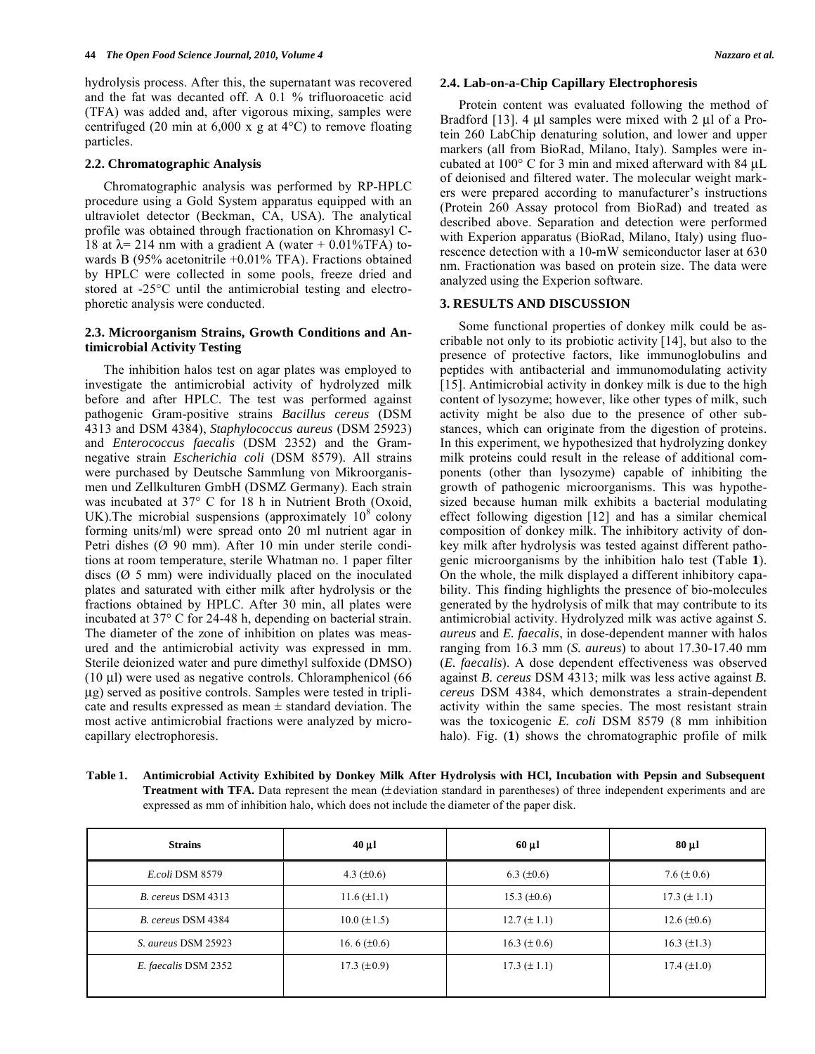hydrolysis process. After this, the supernatant was recovered and the fat was decanted off. A 0.1 % trifluoroacetic acid (TFA) was added and, after vigorous mixing, samples were centrifuged (20 min at 6,000 x g at 4°C) to remove floating particles.

### 2.2. Chromatographic Analysis

Chromatographic analysis was performed by RP-HPLC procedure using a Gold System apparatus equipped with an ultraviolet detector (Beckman, CA, USA). The analytical profile was obtained through fractionation on Khromasyl C-18 at λ= 214 nm with a gradient A (water + 0.01%TFA) towards B (95% acetonitrile +0.01% TFA). Fractions obtained by HPLC were collected in some pools, freeze dried and stored at -25°C until the antimicrobial testing and electrophoretic analysis were conducted.

### 2.3. Microorganism Strains, Growth Conditions and Antimicrobial Activity Testing

The inhibition halos test on agar plates was employed to investigate the antimicrobial activity of hydrolyzed milk before and after HPLC. The test was performed against pathogenic Gram-positive strains *Bacillus cereus* (DSM 4313 and DSM 4384), *Staphylococcus aureus* (DSM 25923) and *Enterococcus faecalis* (DSM 2352) and the Gram-negative strain *Escherichia coli* (DSM 8579). All strains were purchased by Deutsche Sammlung von Mikroorganismen und Zellkulturen GmbH (DSMZ Germany). Each strain was incubated at 37° C for 18 h in Nutrient Broth (Oxoid, UK).The microbial suspensions (approximately $10^8$ colony forming units/ml) were spread onto 20 ml nutrient agar in Petri dishes (Ø 90 mm). After 10 min under sterile conditions at room temperature, sterile Whatman no. 1 paper filter discs (Ø 5 mm) were individually placed on the inoculated plates and saturated with either milk after hydrolysis or the fractions obtained by HPLC. After 30 min, all plates were incubated at 37° C for 24-48 h, depending on bacterial strain. The diameter of the zone of inhibition on plates was measured and the antimicrobial activity was expressed in mm. Sterile deionized water and pure dimethyl sulfoxide (DMSO) (10 µl) were used as negative controls. Chloramphenicol (66 µg) served as positive controls. Samples were tested in triplicate and results expressed as mean ± standard deviation. The most active antimicrobial fractions were analyzed by microcapillary electrophoresis.

### 2.4. Lab-on-a-Chip Capillary Electrophoresis

Protein content was evaluated following the method of Bradford [13]. 4 µl samples were mixed with 2 µl of a Protein 260 LabChip denaturing solution, and lower and upper markers (all from BioRad, Milano, Italy). Samples were incubated at 100° C for 3 min and mixed afterward with 84 µL of deionised and filtered water. The molecular weight markers were prepared according to manufacturer's instructions (Protein 260 Assay protocol from BioRad) and treated as described above. Separation and detection were performed with Experion apparatus (BioRad, Milano, Italy) using fluorescence detection with a 10-mW semiconductor laser at 630 nm. Fractionation was based on protein size. The data were analyzed using the Experion software.

## 3. RESULTS AND DISCUSSION

Some functional properties of donkey milk could be ascribable not only to its probiotic activity [14], but also to the presence of protective factors, like immunoglobulins and peptides with antibacterial and immunomodulating activity [15]. Antimicrobial activity in donkey milk is due to the high content of lysozyme; however, like other types of milk, such activity might be also due to the presence of other substances, which can originate from the digestion of proteins. In this experiment, we hypothesized that hydrolyzing donkey milk proteins could result in the release of additional components (other than lysozyme) capable of inhibiting the growth of pathogenic microorganisms. This was hypothesized because human milk exhibits a bacterial modulating effect following digestion [12] and has a similar chemical composition of donkey milk. The inhibitory activity of donkey milk after hydrolysis was tested against different pathogenic microorganisms by the inhibition halo test (Table **1**). On the whole, the milk displayed a different inhibitory capability. This finding highlights the presence of bio-molecules generated by the hydrolysis of milk that may contribute to its antimicrobial activity. Hydrolyzed milk was active against *S. aureus* and *E. faecalis*, in dose-dependent manner with halos ranging from 16.3 mm (*S. aureus*) to about 17.30-17.40 mm (*E. faecalis*). A dose dependent effectiveness was observed against *B. cereus* DSM 4313; milk was less active against *B. cereus* DSM 4384, which demonstrates a strain-dependent activity within the same species. The most resistant strain was the toxicogenic *E. coli* DSM 8579 (8 mm inhibition halo). Fig. (**1**) shows the chromatographic profile of milk

**Table 1. Antimicrobial Activity Exhibited by Donkey Milk After Hydrolysis with HCl, Incubation with Pepsin and Subsequent Treatment with TFA.** Data represent the mean (± deviation standard in parentheses) of three independent experiments and are expressed as mm of inhibition halo, which does not include the diameter of the paper disk.

| Strains | 40 µl | 60 µl | 80 µl |
|---|---|---|---|
| *E.coli* DSM 8579 | 4.3 (±0.6) | 6.3 (±0.6) | 7.6 (± 0.6) |
| *B. cereus* DSM 4313 | 11.6 (±1.1) | 15.3 (±0.6) | 17.3 (± 1.1) |
| *B. cereus* DSM 4384 | 10.0 (± 1.5) | 12.7 (± 1.1) | 12.6 (±0.6) |
| *S. aureus* DSM 25923 | 16. 6 (±0.6) | 16.3 (± 0.6) | 16.3 (±1.3) |
| *E. faecalis* DSM 2352 | 17.3 (±0.9) | 17.3 (± 1.1) | 17.4 (±1.0) |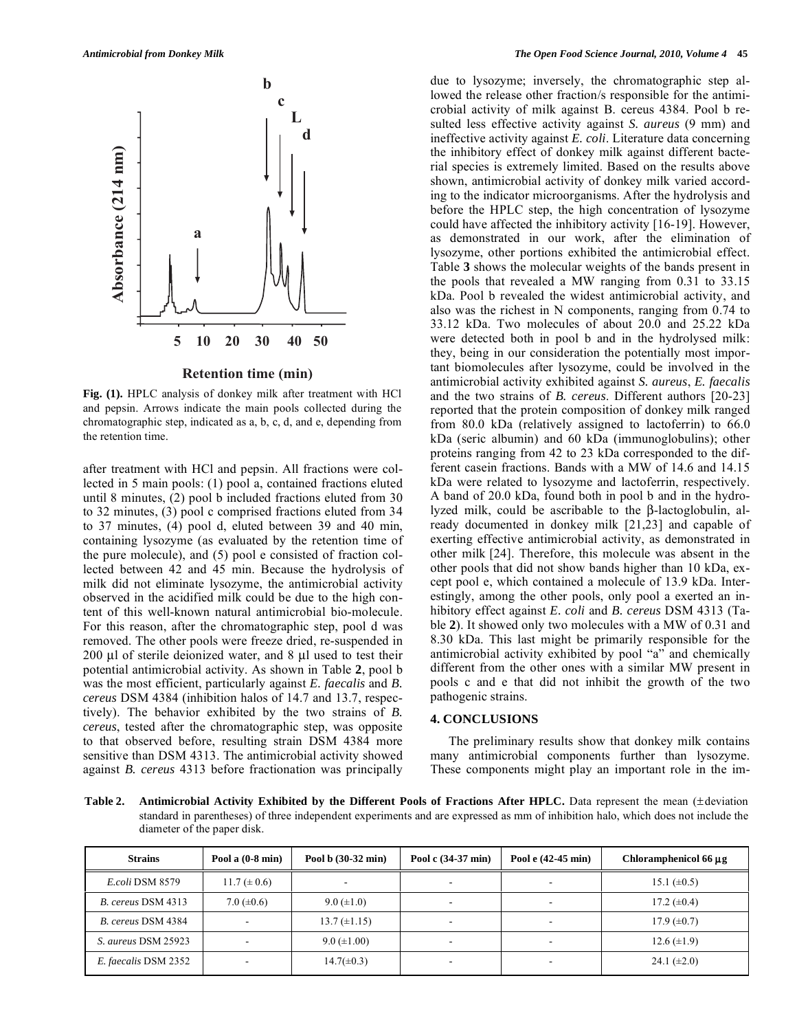Fig. (1). HPLC analysis of donkey milk after treatment with HCl and pepsin. Arrows indicate the main pools collected during the chromatographic step, indicated as a, b, c, d, and e, depending from the retention time.

after treatment with HCl and pepsin. All fractions were collected in 5 main pools: (1) pool a, contained fractions eluted until 8 minutes, (2) pool b included fractions eluted from 30 to 32 minutes, (3) pool c comprised fractions eluted from 34 to 37 minutes, (4) pool d, eluted between 39 and 40 min, containing lysozyme (as evaluated by the retention time of the pure molecule), and (5) pool e consisted of fraction collected between 42 and 45 min. Because the hydrolysis of milk did not eliminate lysozyme, the antimicrobial activity observed in the acidified milk could be due to the high content of this well-known natural antimicrobial bio-molecule. For this reason, after the chromatographic step, pool d was removed. The other pools were freeze dried, re-suspended in 200 µl of sterile deionized water, and 8 µl used to test their potential antimicrobial activity. As shown in Table **2**, pool b was the most efficient, particularly against *E. faecalis* and *B. cereus* DSM 4384 (inhibition halos of 14.7 and 13.7, respectively). The behavior exhibited by the two strains of *B. cereus*, tested after the chromatographic step, was opposite to that observed before, resulting strain DSM 4384 more sensitive than DSM 4313. The antimicrobial activity showed against *B. cereus* 4313 before fractionation was principally due to lysozyme; inversely, the chromatographic step allowed the release other fraction/s responsible for the antimicrobial activity of milk against B. cereus 4384. Pool b resulted less effective activity against *S. aureus* (9 mm) and ineffective activity against *E. coli*. Literature data concerning the inhibitory effect of donkey milk against different bacterial species is extremely limited. Based on the results above shown, antimicrobial activity of donkey milk varied according to the indicator microorganisms. After the hydrolysis and before the HPLC step, the high concentration of lysozyme could have affected the inhibitory activity [16-19]. However, as demonstrated in our work, after the elimination of lysozyme, other portions exhibited the antimicrobial effect. Table **3** shows the molecular weights of the bands present in the pools that revealed a MW ranging from 0.31 to 33.15 kDa. Pool b revealed the widest antimicrobial activity, and also was the richest in N components, ranging from 0.74 to 33.12 kDa. Two molecules of about 20.0 and 25.22 kDa were detected both in pool b and in the hydrolysed milk: they, being in our consideration the potentially most important biomolecules after lysozyme, could be involved in the antimicrobial activity exhibited against *S. aureus*, *E. faecalis* and the two strains of *B. cereus*. Different authors [20-23] reported that the protein composition of donkey milk ranged from 80.0 kDa (relatively assigned to lactoferrin) to 66.0 kDa (seric albumin) and 60 kDa (immunoglobulins); other proteins ranging from 42 to 23 kDa corresponded to the different casein fractions. Bands with a MW of 14.6 and 14.15 kDa were related to lysozyme and lactoferrin, respectively. A band of 20.0 kDa, found both in pool b and in the hydrolyzed milk, could be ascribable to the β-lactoglobulin, already documented in donkey milk [21,23] and capable of exerting effective antimicrobial activity, as demonstrated in other milk [24]. Therefore, this molecule was absent in the other pools that did not show bands higher than 10 kDa, except pool e, which contained a molecule of 13.9 kDa. Interestingly, among the other pools, only pool a exerted an inhibitory effect against *E. coli* and *B. cereus* DSM 4313 (Table **2**). It showed only two molecules with a MW of 0.31 and 8.30 kDa. This last might be primarily responsible for the antimicrobial activity exhibited by pool "a" and chemically different from the other ones with a similar MW present in pools c and e that did not inhibit the growth of the two pathogenic strains.

## 4. CONCLUSIONS

The preliminary results show that donkey milk contains many antimicrobial components further than lysozyme. These components might play an important role in the im-

**Table 2. Antimicrobial Activity Exhibited by the Different Pools of Fractions After HPLC.** Data represent the mean (±deviation standard in parentheses) of three independent experiments and are expressed as mm of inhibition halo, which does not include the diameter of the paper disk.

| Strains | Pool a (0-8 min) | Pool b (30-32 min) | Pool c (34-37 min) | Pool e (42-45 min) | Chloramphenicol 66 µg |
|---|---|---|---|---|---|
| *E.coli* DSM 8579 | 11.7 (± 0.6) | - | - | - | 15.1 (±0.5) |
| *B. cereus* DSM 4313 | 7.0 (±0.6) | 9.0 (±1.0) | - | - | 17.2 (±0.4) |
| *B. cereus* DSM 4384 | - | 13.7 (±1.15) | - | - | 17.9 (±0.7) |
| *S. aureus* DSM 25923 | - | 9.0 (±1.00) | - | - | 12.6 (±1.9) |
| *E. faecalis* DSM 2352 | - | 14.7(±0.3) | - | - | 24.1 (±2.0) |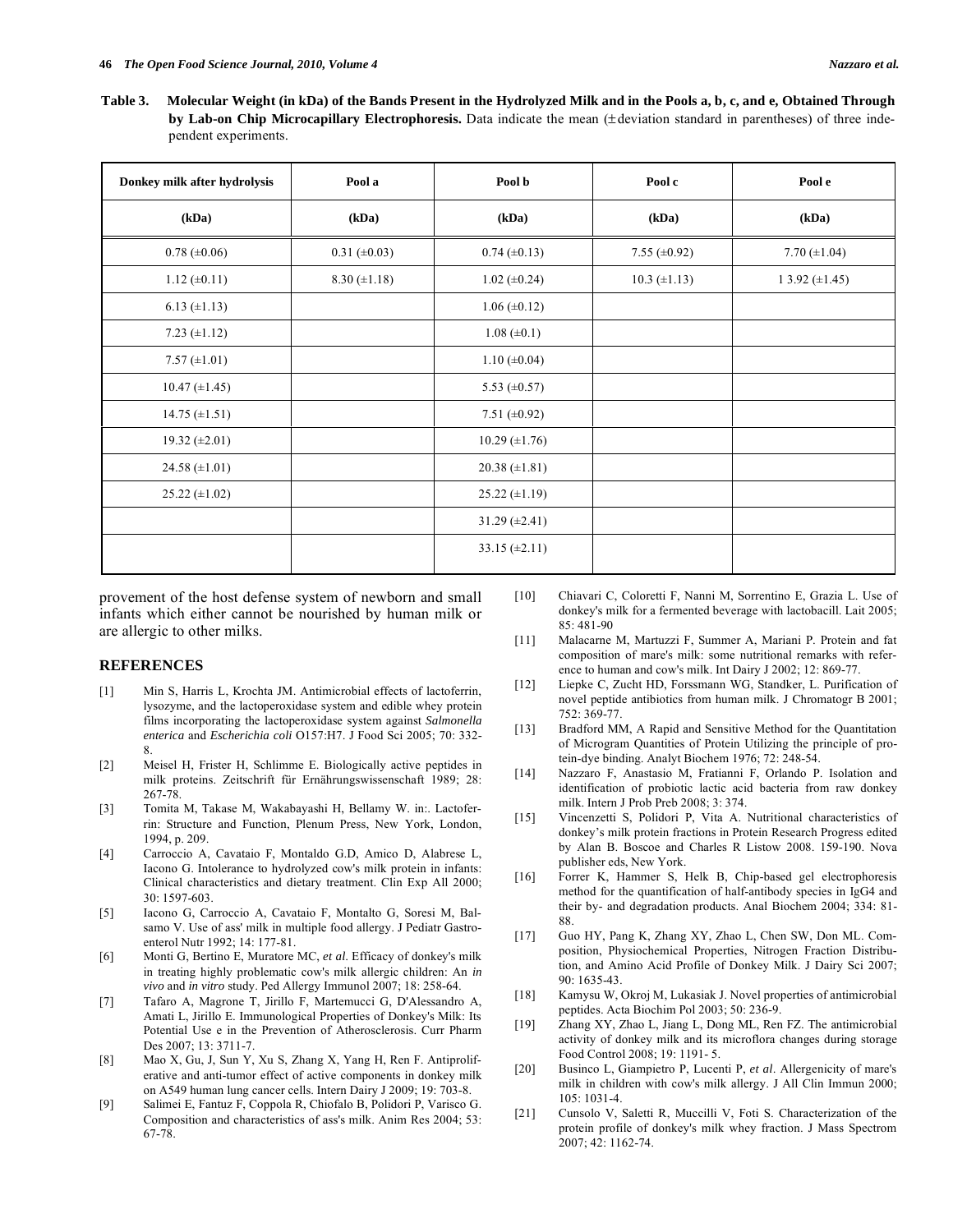**Table 3. Molecular Weight (in kDa) of the Bands Present in the Hydrolyzed Milk and in the Pools a, b, c, and e, Obtained Through by Lab-on Chip Microcapillary Electrophoresis.** Data indicate the mean (± deviation standard in parentheses) of three independent experiments.

| Donkey milk after hydrolysis | Pool a | Pool b | Pool c | Pool e |
|---|---|---|---|---|
| (kDa) | (kDa) | (kDa) | (kDa) | (kDa) |
| 0.78 (±0.06) | 0.31 (±0.03) | 0.74 (±0.13) | 7.55 (±0.92) | 7.70 (±1.04) |
| 1.12 (±0.11) | 8.30 (±1.18) | 1.02 (±0.24) | 10.3 (±1.13) | 1 3.92 (±1.45) |
| 6.13 (±1.13) | | 1.06 (±0.12) | | |
| 7.23 (±1.12) | | 1.08 (±0.1) | | |
| 7.57 (±1.01) | | 1.10 (±0.04) | | |
| 10.47 (±1.45) | | 5.53 (±0.57) | | |
| 14.75 (±1.51) | | 7.51 (±0.92) | | |
| 19.32 (±2.01) | | 10.29 (±1.76) | | |
| 24.58 (±1.01) | | 20.38 (±1.81) | | |
| 25.22 (±1.02) | | 25.22 (±1.19) | | |
| | | 31.29 (±2.41) | | |
| | | 33.15 (±2.11) | | |

provement of the host defense system of newborn and small infants which either cannot be nourished by human milk or are allergic to other milks.

## REFERENCES

[1] Min S, Harris L, Krochta JM. Antimicrobial effects of lactoferrin, lysozyme, and the lactoperoxidase system and edible whey protein films incorporating the lactoperoxidase system against *Salmonella enterica* and *Escherichia coli* O157:H7. J Food Sci 2005; 70: 332-8.

[2] Meisel H, Frister H, Schlimme E. Biologically active peptides in milk proteins. Zeitschrift für Ernährungswissenschaft 1989; 28: 267-78.

[3] Tomita M, Takase M, Wakabayashi H, Bellamy W. in:. Lactoferrin: Structure and Function, Plenum Press, New York, London, 1994, p. 209.

[4] Carroccio A, Cavataio F, Montaldo G.D, Amico D, Alabrese L, Iacono G. Intolerance to hydrolyzed cow's milk protein in infants: Clinical characteristics and dietary treatment. Clin Exp All 2000; 30: 1597-603.

[5] Iacono G, Carroccio A, Cavataio F, Montalto G, Soresi M, Balsamo V. Use of ass' milk in multiple food allergy. J Pediatr Gastroenterol Nutr 1992; 14: 177-81.

[6] Monti G, Bertino E, Muratore MC, *et al*. Efficacy of donkey's milk in treating highly problematic cow's milk allergic children: An *in vivo* and *in vitro* study. Ped Allergy Immunol 2007; 18: 258-64.

[7] Tafaro A, Magrone T, Jirillo F, Martemucci G, D'Alessandro A, Amati L, Jirillo E. Immunological Properties of Donkey's Milk: Its Potential Use e in the Prevention of Atherosclerosis. Curr Pharm Des 2007; 13: 3711-7.

[8] Mao X, Gu, J, Sun Y, Xu S, Zhang X, Yang H, Ren F. Antiproliferative and anti-tumor effect of active components in donkey milk on A549 human lung cancer cells. Intern Dairy J 2009; 19: 703-8.

[9] Salimei E, Fantuz F, Coppola R, Chiofalo B, Polidori P, Varisco G. Composition and characteristics of ass's milk. Anim Res 2004; 53: 67-78.

[10] Chiavari C, Coloretti F, Nanni M, Sorrentino E, Grazia L. Use of donkey's milk for a fermented beverage with lactobacill. Lait 2005; 85: 481-90

[11] Malacarne M, Martuzzi F, Summer A, Mariani P. Protein and fat composition of mare's milk: some nutritional remarks with reference to human and cow's milk. Int Dairy J 2002; 12: 869-77.

[12] Liepke C, Zucht HD, Forssmann WG, Standker, L. Purification of novel peptide antibiotics from human milk. J Chromatogr B 2001; 752: 369-77.

[13] Bradford MM, A Rapid and Sensitive Method for the Quantitation of Microgram Quantities of Protein Utilizing the principle of protein-dye binding. Analyt Biochem 1976; 72: 248-54.

[14] Nazzaro F, Anastasio M, Fratianni F, Orlando P. Isolation and identification of probiotic lactic acid bacteria from raw donkey milk. Intern J Prob Preb 2008; 3: 374.

[15] Vincenzetti S, Polidori P, Vita A. Nutritional characteristics of donkey's milk protein fractions in Protein Research Progress edited by Alan B. Boscoe and Charles R Listow 2008. 159-190. Nova publisher eds, New York.

[16] Forrer K, Hammer S, Helk B, Chip-based gel electrophoresis method for the quantification of half-antibody species in IgG4 and their by- and degradation products. Anal Biochem 2004; 334: 81-88.

[17] Guo HY, Pang K, Zhang XY, Zhao L, Chen SW, Don ML. Composition, Physiochemical Properties, Nitrogen Fraction Distribution, and Amino Acid Profile of Donkey Milk. J Dairy Sci 2007; 90: 1635-43.

[18] Kamysu W, Okroj M, Lukasiak J. Novel properties of antimicrobial peptides. Acta Biochim Pol 2003; 50: 236-9.

[19] Zhang XY, Zhao L, Jiang L, Dong ML, Ren FZ. The antimicrobial activity of donkey milk and its microflora changes during storage Food Control 2008; 19: 1191- 5.

[20] Businco L, Giampietro P, Lucenti P, *et al*. Allergenicity of mare's milk in children with cow's milk allergy. J All Clin Immun 2000; 105: 1031-4.

[21] Cunsolo V, Saletti R, Muccilli V, Foti S. Characterization of the protein profile of donkey's milk whey fraction. J Mass Spectrom 2007; 42: 1162-74.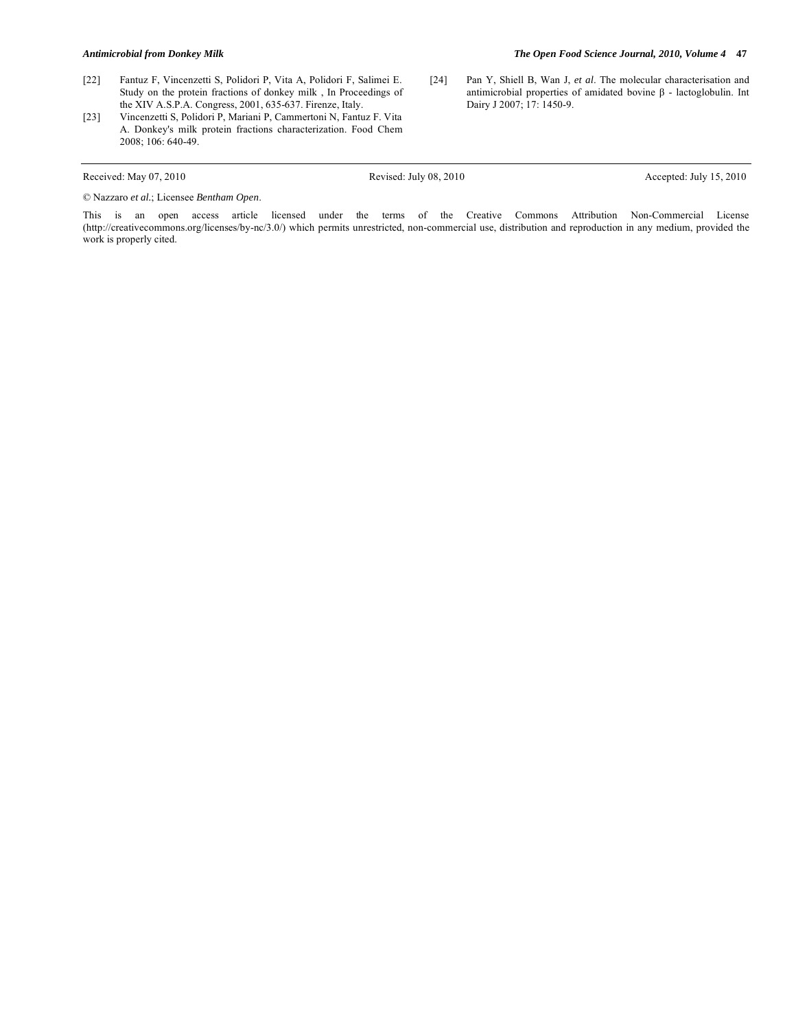[22] Fantuz F, Vincenzetti S, Polidori P, Vita A, Polidori F, Salimei E. Study on the protein fractions of donkey milk , In Proceedings of the XIV A.S.P.A. Congress, 2001, 635-637. Firenze, Italy.

[23] Vincenzetti S, Polidori P, Mariani P, Cammertoni N, Fantuz F. Vita A. Donkey's milk protein fractions characterization. Food Chem 2008; 106: 640-49.

[24] Pan Y, Shiell B, Wan J, *et al*. The molecular characterisation and antimicrobial properties of amidated bovine β - lactoglobulin. Int Dairy J 2007; 17: 1450-9.

Received: May 07, 2010 Revised: July 08, 2010 Accepted: July 15, 2010

© Nazzaro *et al*.; Licensee *Bentham Open*.

This is an open access article licensed under the terms of the Creative Commons Attribution Non-Commercial License (http://creativecommons.org/licenses/by-nc/3.0/) which permits unrestricted, non-commercial use, distribution and reproduction in any medium, provided the work is properly cited.